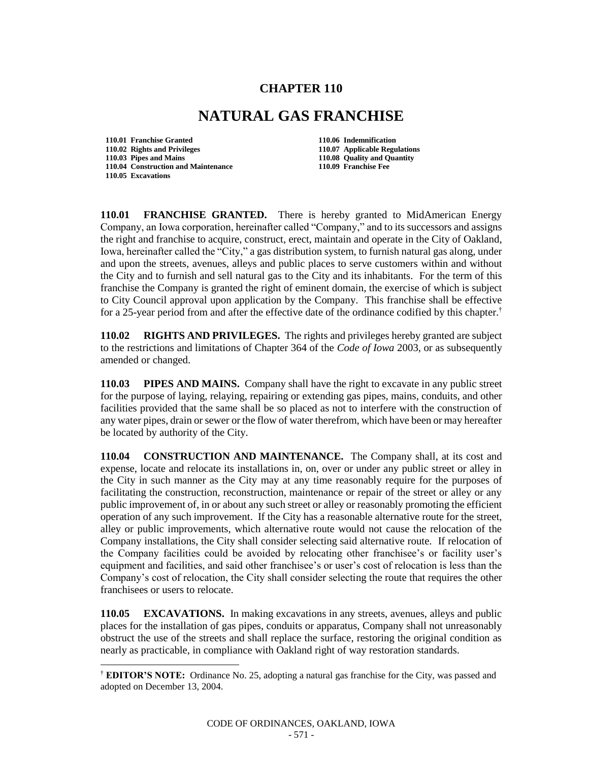# CHAPTER 110

# NATURAL GAS FRANCHISE

**110.01 Franchise Granted**
**110.02 Rights and Privileges**
**110.03 Pipes and Mains**
**110.04 Construction and Maintenance**
**110.05 Excavations**
**110.06 Indemnification**
**110.07 Applicable Regulations**
**110.08 Quality and Quantity**
**110.09 Franchise Fee**

**110.01 FRANCHISE GRANTED.** There is hereby granted to MidAmerican Energy Company, an Iowa corporation, hereinafter called "Company," and to its successors and assigns the right and franchise to acquire, construct, erect, maintain and operate in the City of Oakland, Iowa, hereinafter called the "City," a gas distribution system, to furnish natural gas along, under and upon the streets, avenues, alleys and public places to serve customers within and without the City and to furnish and sell natural gas to the City and its inhabitants. For the term of this franchise the Company is granted the right of eminent domain, the exercise of which is subject to City Council approval upon application by the Company. This franchise shall be effective for a 25-year period from and after the effective date of the ordinance codified by this chapter.[†]

**110.02 RIGHTS AND PRIVILEGES.** The rights and privileges hereby granted are subject to the restrictions and limitations of Chapter 364 of the *Code of Iowa* 2003, or as subsequently amended or changed.

**110.03 PIPES AND MAINS.** Company shall have the right to excavate in any public street for the purpose of laying, relaying, repairing or extending gas pipes, mains, conduits, and other facilities provided that the same shall be so placed as not to interfere with the construction of any water pipes, drain or sewer or the flow of water therefrom, which have been or may hereafter be located by authority of the City.

**110.04 CONSTRUCTION AND MAINTENANCE.** The Company shall, at its cost and expense, locate and relocate its installations in, on, over or under any public street or alley in the City in such manner as the City may at any time reasonably require for the purposes of facilitating the construction, reconstruction, maintenance or repair of the street or alley or any public improvement of, in or about any such street or alley or reasonably promoting the efficient operation of any such improvement. If the City has a reasonable alternative route for the street, alley or public improvements, which alternative route would not cause the relocation of the Company installations, the City shall consider selecting said alternative route. If relocation of the Company facilities could be avoided by relocating other franchisee's or facility user's equipment and facilities, and said other franchisee's or user's cost of relocation is less than the Company's cost of relocation, the City shall consider selecting the route that requires the other franchisees or users to relocate.

**110.05 EXCAVATIONS.** In making excavations in any streets, avenues, alleys and public places for the installation of gas pipes, conduits or apparatus, Company shall not unreasonably obstruct the use of the streets and shall replace the surface, restoring the original condition as nearly as practicable, in compliance with Oakland right of way restoration standards.

---

[†] **EDITOR'S NOTE:** Ordinance No. 25, adopting a natural gas franchise for the City, was passed and adopted on December 13, 2004.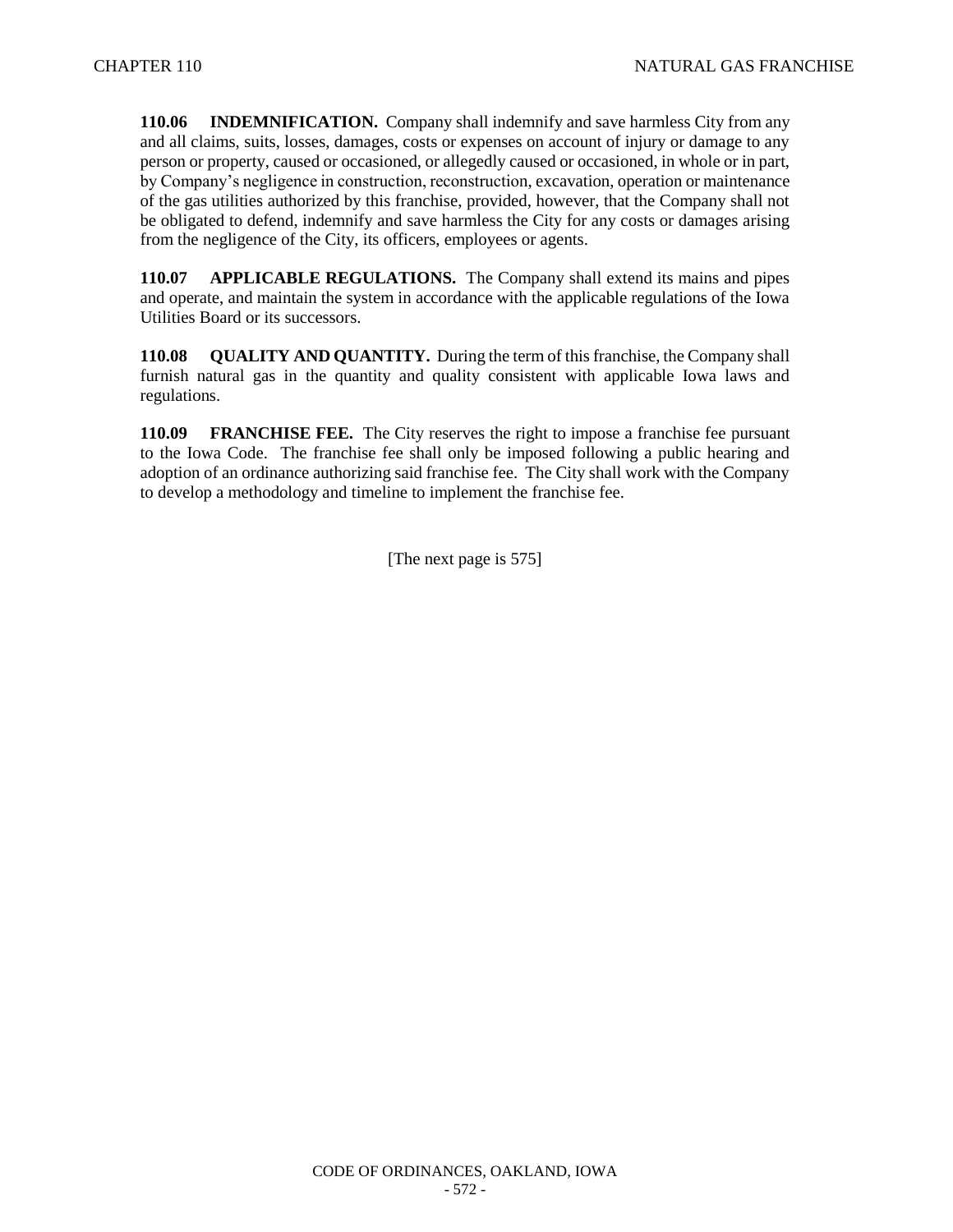**110.06 INDEMNIFICATION.** Company shall indemnify and save harmless City from any and all claims, suits, losses, damages, costs or expenses on account of injury or damage to any person or property, caused or occasioned, or allegedly caused or occasioned, in whole or in part, by Company's negligence in construction, reconstruction, excavation, operation or maintenance of the gas utilities authorized by this franchise, provided, however, that the Company shall not be obligated to defend, indemnify and save harmless the City for any costs or damages arising from the negligence of the City, its officers, employees or agents.

**110.07 APPLICABLE REGULATIONS.** The Company shall extend its mains and pipes and operate, and maintain the system in accordance with the applicable regulations of the Iowa Utilities Board or its successors.

**110.08 QUALITY AND QUANTITY.** During the term of this franchise, the Company shall furnish natural gas in the quantity and quality consistent with applicable Iowa laws and regulations.

**110.09 FRANCHISE FEE.** The City reserves the right to impose a franchise fee pursuant to the Iowa Code. The franchise fee shall only be imposed following a public hearing and adoption of an ordinance authorizing said franchise fee. The City shall work with the Company to develop a methodology and timeline to implement the franchise fee.

[The next page is 575]